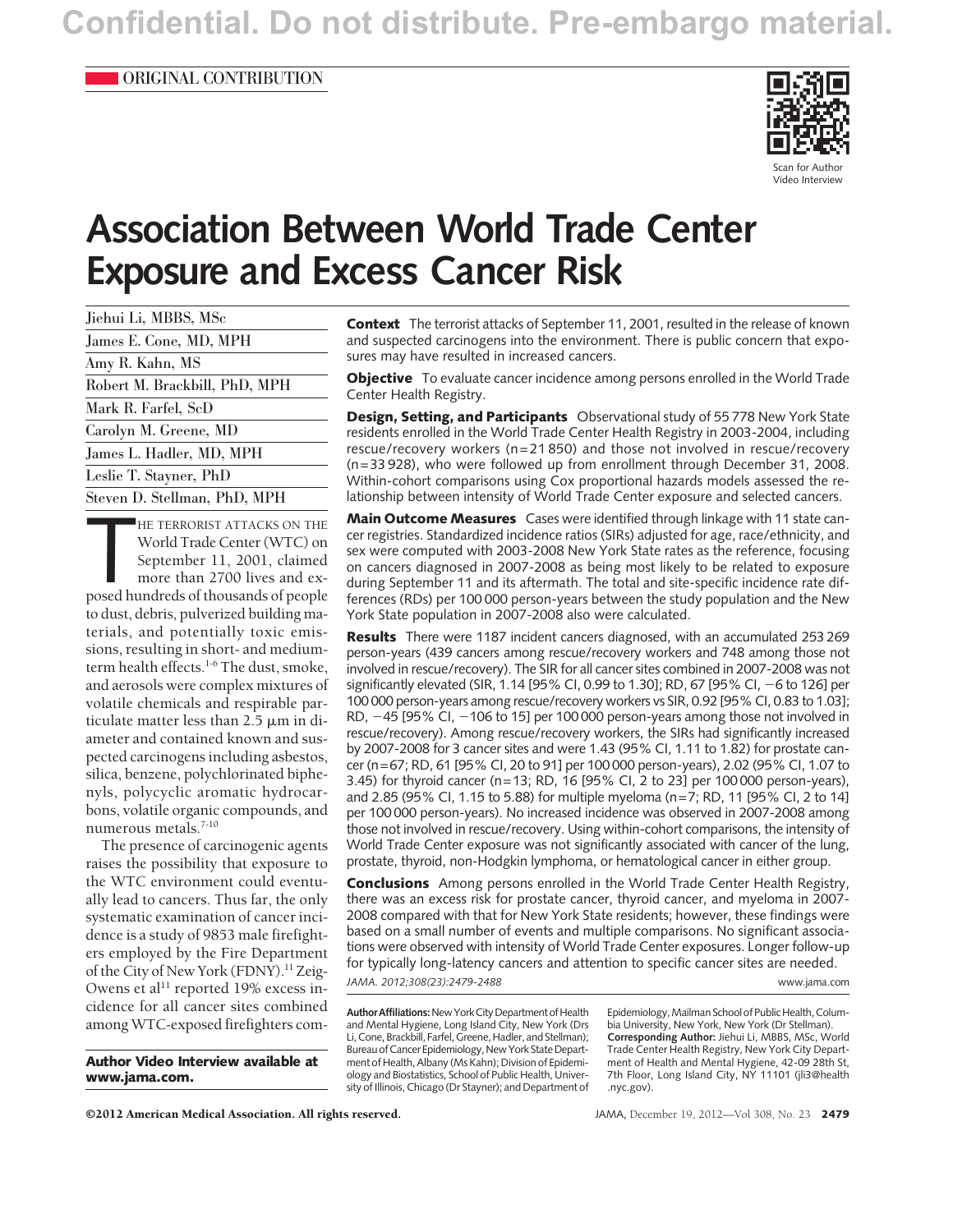Confidential. Do not distribute. Pre-embargo material.

ORIGINAL CONTRIBUTION

Scan for Author Video Interview

# Association Between World Trade Center Exposure and Excess Cancer Risk

Jiehui Li, MBBS, MSc
James E. Cone, MD, MPH
Amy R. Kahn, MS
Robert M. Brackbill, PhD, MPH
Mark R. Farfel, ScD
Carolyn M. Greene, MD
James L. Hadler, MD, MPH
Leslie T. Stayner, PhD
Steven D. Stellman, PhD, MPH

**Context** The terrorist attacks of September 11, 2001, resulted in the release of known and suspected carcinogens into the environment. There is public concern that exposures may have resulted in increased cancers.

**Objective** To evaluate cancer incidence among persons enrolled in the World Trade Center Health Registry.

**Design, Setting, and Participants** Observational study of 55 778 New York State residents enrolled in the World Trade Center Health Registry in 2003-2004, including rescue/recovery workers (n=21 850) and those not involved in rescue/recovery (n=33 928), who were followed up from enrollment through December 31, 2008. Within-cohort comparisons using Cox proportional hazards models assessed the relationship between intensity of World Trade Center exposure and selected cancers.

**Main Outcome Measures** Cases were identified through linkage with 11 state cancer registries. Standardized incidence ratios (SIRs) adjusted for age, race/ethnicity, and sex were computed with 2003-2008 New York State rates as the reference, focusing on cancers diagnosed in 2007-2008 as being most likely to be related to exposure during September 11 and its aftermath. The total and site-specific incidence rate differences (RDs) per 100 000 person-years between the study population and the New York State population in 2007-2008 also were calculated.

**Results** There were 1187 incident cancers diagnosed, with an accumulated 253 269 person-years (439 cancers among rescue/recovery workers and 748 among those not involved in rescue/recovery). The SIR for all cancer sites combined in 2007-2008 was not significantly elevated (SIR, 1.14 [95% CI, 0.99 to 1.30]; RD, 67 [95% CI, −6 to 126] per 100 000 person-years among rescue/recovery workers vs SIR, 0.92 [95% CI, 0.83 to 1.03]; RD, −45 [95% CI, −106 to 15] per 100 000 person-years among those not involved in rescue/recovery). Among rescue/recovery workers, the SIRs had significantly increased by 2007-2008 for 3 cancer sites and were 1.43 (95% CI, 1.11 to 1.82) for prostate cancer (n=67; RD, 61 [95% CI, 20 to 91] per 100 000 person-years), 2.02 (95% CI, 1.07 to 3.45) for thyroid cancer (n=13; RD, 16 [95% CI, 2 to 23] per 100 000 person-years), and 2.85 (95% CI, 1.15 to 5.88) for multiple myeloma (n=7; RD, 11 [95% CI, 2 to 14] per 100 000 person-years). No increased incidence was observed in 2007-2008 among those not involved in rescue/recovery. Using within-cohort comparisons, the intensity of World Trade Center exposure was not significantly associated with cancer of the lung, prostate, thyroid, non-Hodgkin lymphoma, or hematological cancer in either group.

**Conclusions** Among persons enrolled in the World Trade Center Health Registry, there was an excess risk for prostate cancer, thyroid cancer, and myeloma in 2007-2008 compared with that for New York State residents; however, these findings were based on a small number of events and multiple comparisons. No significant associations were observed with intensity of World Trade Center exposures. Longer follow-up for typically long-latency cancers and attention to specific cancer sites are needed.

*JAMA. 2012;308(23):2479-2488* www.jama.com

THE TERRORIST ATTACKS ON THE World Trade Center (WTC) on September 11, 2001, claimed more than 2700 lives and exposed hundreds of thousands of people to dust, debris, pulverized building materials, and potentially toxic emissions, resulting in short- and medium-term health effects.[1-6] The dust, smoke, and aerosols were complex mixtures of volatile chemicals and respirable particulate matter less than 2.5 μm in diameter and contained known and suspected carcinogens including asbestos, silica, benzene, polychlorinated biphenyls, polycyclic aromatic hydrocarbons, volatile organic compounds, and numerous metals.[7-10]

The presence of carcinogenic agents raises the possibility that exposure to the WTC environment could eventually lead to cancers. Thus far, the only systematic examination of cancer incidence is a study of 9853 male firefighters employed by the Fire Department of the City of New York (FDNY).[11] Zeig-Owens et al[11] reported 19% excess incidence for all cancer sites combined among WTC-exposed firefighters com-

**Author Video Interview available at www.jama.com.**

**Author Affiliations:** New York City Department of Health and Mental Hygiene, Long Island City, New York (Drs Li, Cone, Brackbill, Farfel, Greene, Hadler, and Stellman); Bureau of Cancer Epidemiology, New York State Department of Health, Albany (Ms Kahn); Division of Epidemiology and Biostatistics, School of Public Health, University of Illinois, Chicago (Dr Stayner); and Department of Epidemiology, Mailman School of Public Health, Columbia University, New York, New York (Dr Stellman).

**Corresponding Author:** Jiehui Li, MBBS, MSc, World Trade Center Health Registry, New York City Department of Health and Mental Hygiene, 42-09 28th St, 7th Floor, Long Island City, NY 11101 (jli3@health.nyc.gov).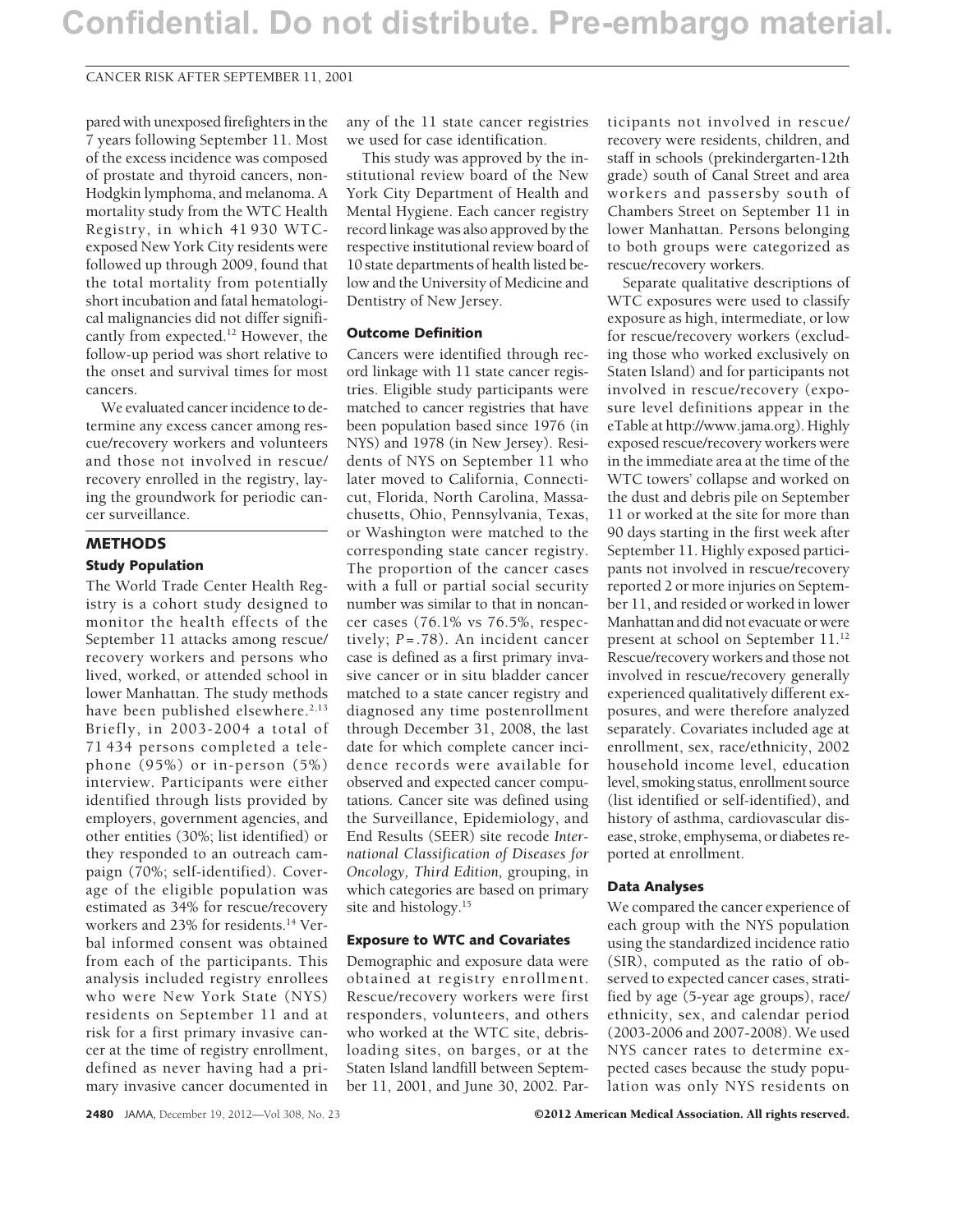pared with unexposed firefighters in the 7 years following September 11. Most of the excess incidence was composed of prostate and thyroid cancers, non-Hodgkin lymphoma, and melanoma. A mortality study from the WTC Health Registry, in which 41 930 WTC-exposed New York City residents were followed up through 2009, found that the total mortality from potentially short incubation and fatal hematological malignancies did not differ significantly from expected.[12] However, the follow-up period was short relative to the onset and survival times for most cancers.

We evaluated cancer incidence to determine any excess cancer among rescue/recovery workers and volunteers and those not involved in rescue/recovery enrolled in the registry, laying the groundwork for periodic cancer surveillance.

## METHODS

### Study Population

The World Trade Center Health Registry is a cohort study designed to monitor the health effects of the September 11 attacks among rescue/recovery workers and persons who lived, worked, or attended school in lower Manhattan. The study methods have been published elsewhere.[2,13] Briefly, in 2003-2004 a total of 71 434 persons completed a telephone (95%) or in-person (5%) interview. Participants were either identified through lists provided by employers, government agencies, and other entities (30%; list identified) or they responded to an outreach campaign (70%; self-identified). Coverage of the eligible population was estimated as 34% for rescue/recovery workers and 23% for residents.[14] Verbal informed consent was obtained from each of the participants. This analysis included registry enrollees who were New York State (NYS) residents on September 11 and at risk for a first primary invasive cancer at the time of registry enrollment, defined as never having had a primary invasive cancer documented in any of the 11 state cancer registries we used for case identification.

This study was approved by the institutional review board of the New York City Department of Health and Mental Hygiene. Each cancer registry record linkage was also approved by the respective institutional review board of 10 state departments of health listed below and the University of Medicine and Dentistry of New Jersey.

### Outcome Definition

Cancers were identified through record linkage with 11 state cancer registries. Eligible study participants were matched to cancer registries that have been population based since 1976 (in NYS) and 1978 (in New Jersey). Residents of NYS on September 11 who later moved to California, Connecticut, Florida, North Carolina, Massachusetts, Ohio, Pennsylvania, Texas, or Washington were matched to the corresponding state cancer registry. The proportion of the cancer cases with a full or partial social security number was similar to that in noncancer cases (76.1% vs 76.5%, respectively; $P = .78$). An incident cancer case is defined as a first primary invasive cancer or in situ bladder cancer matched to a state cancer registry and diagnosed any time postenrollment through December 31, 2008, the last date for which complete cancer incidence records were available for observed and expected cancer computations. Cancer site was defined using the Surveillance, Epidemiology, and End Results (SEER) site recode *International Classification of Diseases for Oncology, Third Edition,* grouping, in which categories are based on primary site and histology.[15]

### Exposure to WTC and Covariates

Demographic and exposure data were obtained at registry enrollment. Rescue/recovery workers were first responders, volunteers, and others who worked at the WTC site, debris-loading sites, on barges, or at the Staten Island landfill between September 11, 2001, and June 30, 2002. Participants not involved in rescue/recovery were residents, children, and staff in schools (prekindergarten-12th grade) south of Canal Street and area workers and passersby south of Chambers Street on September 11 in lower Manhattan. Persons belonging to both groups were categorized as rescue/recovery workers.

Separate qualitative descriptions of WTC exposures were used to classify exposure as high, intermediate, or low for rescue/recovery workers (excluding those who worked exclusively on Staten Island) and for participants not involved in rescue/recovery (exposure level definitions appear in the eTable at http://www.jama.org). Highly exposed rescue/recovery workers were in the immediate area at the time of the WTC towers' collapse and worked on the dust and debris pile on September 11 or worked at the site for more than 90 days starting in the first week after September 11. Highly exposed participants not involved in rescue/recovery reported 2 or more injuries on September 11, and resided or worked in lower Manhattan and did not evacuate or were present at school on September 11.[12] Rescue/recovery workers and those not involved in rescue/recovery generally experienced qualitatively different exposures, and were therefore analyzed separately. Covariates included age at enrollment, sex, race/ethnicity, 2002 household income level, education level, smoking status, enrollment source (list identified or self-identified), and history of asthma, cardiovascular disease, stroke, emphysema, or diabetes reported at enrollment.

### Data Analyses

We compared the cancer experience of each group with the NYS population using the standardized incidence ratio (SIR), computed as the ratio of observed to expected cancer cases, stratified by age (5-year age groups), race/ethnicity, sex, and calendar period (2003-2006 and 2007-2008). We used NYS cancer rates to determine expected cases because the study population was only NYS residents on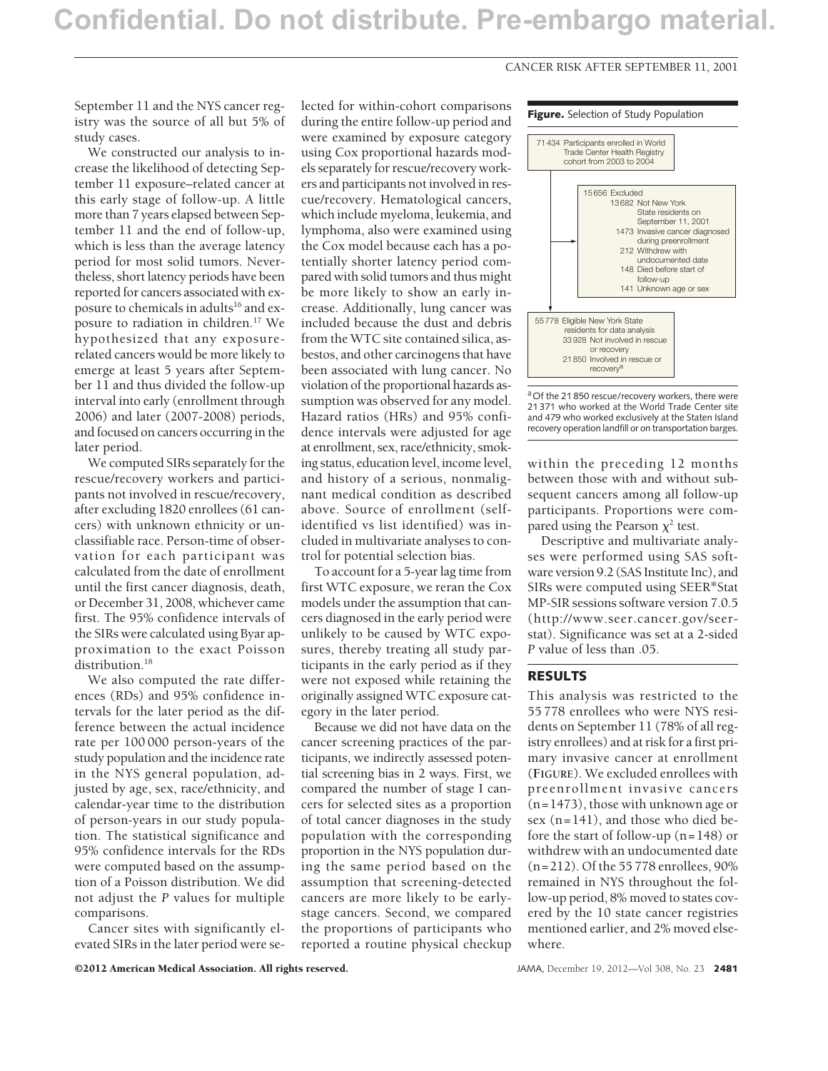September 11 and the NYS cancer registry was the source of all but 5% of study cases.

We constructed our analysis to increase the likelihood of detecting September 11 exposure–related cancer at this early stage of follow-up. A little more than 7 years elapsed between September 11 and the end of follow-up, which is less than the average latency period for most solid tumors. Nevertheless, short latency periods have been reported for cancers associated with exposure to chemicals in adults[16] and exposure to radiation in children.[17] We hypothesized that any exposure-related cancers would be more likely to emerge at least 5 years after September 11 and thus divided the follow-up interval into early (enrollment through 2006) and later (2007-2008) periods, and focused on cancers occurring in the later period.

We computed SIRs separately for the rescue/recovery workers and participants not involved in rescue/recovery, after excluding 1820 enrollees (61 cancers) with unknown ethnicity or unclassifiable race. Person-time of observation for each participant was calculated from the date of enrollment until the first cancer diagnosis, death, or December 31, 2008, whichever came first. The 95% confidence intervals of the SIRs were calculated using Byar approximation to the exact Poisson distribution.[18]

We also computed the rate differences (RDs) and 95% confidence intervals for the later period as the difference between the actual incidence rate per 100 000 person-years of the study population and the incidence rate in the NYS general population, adjusted by age, sex, race/ethnicity, and calendar-year time to the distribution of person-years in our study population. The statistical significance and 95% confidence intervals for the RDs were computed based on the assumption of a Poisson distribution. We did not adjust the *P* values for multiple comparisons.

Cancer sites with significantly elevated SIRs in the later period were selected for within-cohort comparisons during the entire follow-up period and were examined by exposure category using Cox proportional hazards models separately for rescue/recovery workers and participants not involved in rescue/recovery. Hematological cancers, which include myeloma, leukemia, and lymphoma, also were examined using the Cox model because each has a potentially shorter latency period compared with solid tumors and thus might be more likely to show an early increase. Additionally, lung cancer was included because the dust and debris from the WTC site contained silica, asbestos, and other carcinogens that have been associated with lung cancer. No violation of the proportional hazards assumption was observed for any model. Hazard ratios (HRs) and 95% confidence intervals were adjusted for age at enrollment, sex, race/ethnicity, smoking status, education level, income level, and history of a serious, nonmalignant medical condition as described above. Source of enrollment (self-identified vs list identified) was included in multivariate analyses to control for potential selection bias.

To account for a 5-year lag time from first WTC exposure, we reran the Cox models under the assumption that cancers diagnosed in the early period were unlikely to be caused by WTC exposures, thereby treating all study participants in the early period as if they were not exposed while retaining the originally assigned WTC exposure category in the later period.

Because we did not have data on the cancer screening practices of the participants, we indirectly assessed potential screening bias in 2 ways. First, we compared the number of stage I cancers for selected sites as a proportion of total cancer diagnoses in the study population with the corresponding proportion in the NYS population during the same period based on the assumption that screening-detected cancers are more likely to be early-stage cancers. Second, we compared the proportions of participants who reported a routine physical checkup within the preceding 12 months between those with and without subsequent cancers among all follow-up participants. Proportions were compared using the Pearson $\chi^2$ test.

Descriptive and multivariate analyses were performed using SAS software version 9.2 (SAS Institute Inc), and SIRs were computed using SEER*Stat MP-SIR sessions software version 7.0.5 (http://www.seer.cancer.gov/seerstat). Significance was set at a 2-sided *P* value of less than .05.

**Figure.** Selection of Study Population

71 434 Participants enrolled in World Trade Center Health Registry cohort from 2003 to 2004

15 656 Excluded
- 13 682 Not New York State residents on September 11, 2001
- 1473 Invasive cancer diagnosed during preenrollment
- 212 Withdrew with undocumented date
- 148 Died before start of follow-up
- 141 Unknown age or sex

55 778 Eligible New York State residents for data analysis
- 33 928 Not involved in rescue or recovery
- 21 850 Involved in rescue or recovery[a]

[a] Of the 21 850 rescue/recovery workers, there were 21 371 who worked at the World Trade Center site and 479 who worked exclusively at the Staten Island recovery operation landfill or on transportation barges.

## RESULTS

This analysis was restricted to the 55 778 enrollees who were NYS residents on September 11 (78% of all registry enrollees) and at risk for a first primary invasive cancer at enrollment (FIGURE). We excluded enrollees with preenrollment invasive cancers (n=1473), those with unknown age or sex (n=141), and those who died before the start of follow-up (n=148) or withdrew with an undocumented date (n=212). Of the 55 778 enrollees, 90% remained in NYS throughout the follow-up period, 8% moved to states covered by the 10 state cancer registries mentioned earlier, and 2% moved elsewhere.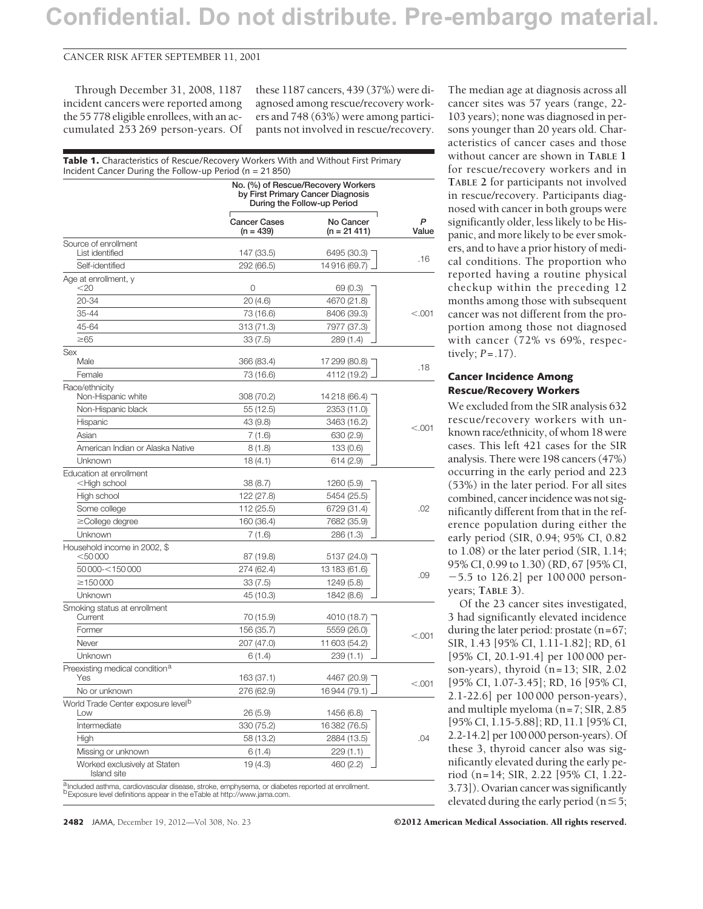Through December 31, 2008, 1187 incident cancers were reported among the 55 778 eligible enrollees, with an accumulated 253 269 person-years. Of these 1187 cancers, 439 (37%) were diagnosed among rescue/recovery workers and 748 (63%) were among participants not involved in rescue/recovery. The median age at diagnosis across all cancer sites was 57 years (range, 22-103 years); none was diagnosed in persons younger than 20 years old. Characteristics of cancer cases and those without cancer are shown in **TABLE 1** for rescue/recovery workers and in **TABLE 2** for participants not involved in rescue/recovery. Participants diagnosed with cancer in both groups were significantly older, less likely to be Hispanic, and more likely to be ever smokers, and to have a prior history of medical conditions. The proportion who reported having a routine physical checkup within the preceding 12 months among those with subsequent cancer was not different from the proportion among those not diagnosed with cancer (72% vs 69%, respectively; *P*=.17).

**Table 1.** Characteristics of Rescue/Recovery Workers With and Without First Primary Incident Cancer During the Follow-up Period (n = 21 850)

| | No. (%) of Rescue/Recovery Workers by First Primary Cancer Diagnosis During the Follow-up Period | | |
|---|---|---|---|
| | Cancer Cases (n = 439) | No Cancer (n = 21 411) | *P* Value |
| **Source of enrollment** | | | .16 |
| List identified | 147 (33.5) | 6495 (30.3) | |
| Self-identified | 292 (66.5) | 14 916 (69.7) | |
| **Age at enrollment, y** | | | <.001 |
| <20 | 0 | 69 (0.3) | |
| 20-34 | 20 (4.6) | 4670 (21.8) | |
| 35-44 | 73 (16.6) | 8406 (39.3) | |
| 45-64 | 313 (71.3) | 7977 (37.3) | |
| ≥65 | 33 (7.5) | 289 (1.4) | |
| **Sex** | | | .18 |
| Male | 366 (83.4) | 17 299 (80.8) | |
| Female | 73 (16.6) | 4112 (19.2) | |
| **Race/ethnicity** | | | <.001 |
| Non-Hispanic white | 308 (70.2) | 14 218 (66.4) | |
| Non-Hispanic black | 55 (12.5) | 2353 (11.0) | |
| Hispanic | 43 (9.8) | 3463 (16.2) | |
| Asian | 7 (1.6) | 630 (2.9) | |
| American Indian or Alaska Native | 8 (1.8) | 133 (0.6) | |
| Unknown | 18 (4.1) | 614 (2.9) | |
| **Education at enrollment** | | | .02 |
| <High school | 38 (8.7) | 1260 (5.9) | |
| High school | 122 (27.8) | 5454 (25.5) | |
| Some college | 112 (25.5) | 6729 (31.4) | |
| ≥College degree | 160 (36.4) | 7682 (35.9) | |
| Unknown | 7 (1.6) | 286 (1.3) | |
| **Household income in 2002, $** | | | .09 |
| <50 000 | 87 (19.8) | 5137 (24.0) | |
| 50 000-<150 000 | 274 (62.4) | 13 183 (61.6) | |
| ≥150 000 | 33 (7.5) | 1249 (5.8) | |
| Unknown | 45 (10.3) | 1842 (8.6) | |
| **Smoking status at enrollment** | | | <.001 |
| Current | 70 (15.9) | 4010 (18.7) | |
| Former | 156 (35.7) | 5559 (26.0) | |
| Never | 207 (47.0) | 11 603 (54.2) | |
| Unknown | 6 (1.4) | 239 (1.1) | |
| **Preexisting medical condition[a]** | | | <.001 |
| Yes | 163 (37.1) | 4467 (20.9) | |
| No or unknown | 276 (62.9) | 16 944 (79.1) | |
| **World Trade Center exposure level[b]** | | | .04 |
| Low | 26 (5.9) | 1456 (6.8) | |
| Intermediate | 330 (75.2) | 16 382 (76.5) | |
| High | 58 (13.2) | 2884 (13.5) | |
| Missing or unknown | 6 (1.4) | 229 (1.1) | |
| Worked exclusively at Staten Island site | 19 (4.3) | 460 (2.2) | |

[a] Included asthma, cardiovascular disease, stroke, emphysema, or diabetes reported at enrollment.
[b] Exposure level definitions appear in the eTable at http://www.jama.com.

### Cancer Incidence Among Rescue/Recovery Workers

We excluded from the SIR analysis 632 rescue/recovery workers with unknown race/ethnicity, of whom 18 were cases. This left 421 cases for the SIR analysis. There were 198 cancers (47%) occurring in the early period and 223 (53%) in the later period. For all sites combined, cancer incidence was not significantly different from that in the reference population during either the early period (SIR, 0.94; 95% CI, 0.82 to 1.08) or the later period (SIR, 1.14; 95% CI, 0.99 to 1.30) (RD, 67 [95% CI, −5.5 to 126.2] per 100 000 person-years; **TABLE 3**).

Of the 23 cancer sites investigated, 3 had significantly elevated incidence during the later period: prostate (n=67; SIR, 1.43 [95% CI, 1.11-1.82]; RD, 61 [95% CI, 20.1-91.4] per 100 000 person-years), thyroid (n=13; SIR, 2.02 [95% CI, 1.07-3.45]; RD, 16 [95% CI, 2.1-22.6] per 100 000 person-years), and multiple myeloma (n=7; SIR, 2.85 [95% CI, 1.15-5.88]; RD, 11.1 [95% CI, 2.2-14.2] per 100 000 person-years). Of these 3, thyroid cancer also was significantly elevated during the early period (n=14; SIR, 2.22 [95% CI, 1.22-3.73]). Ovarian cancer was significantly elevated during the early period (n≤5;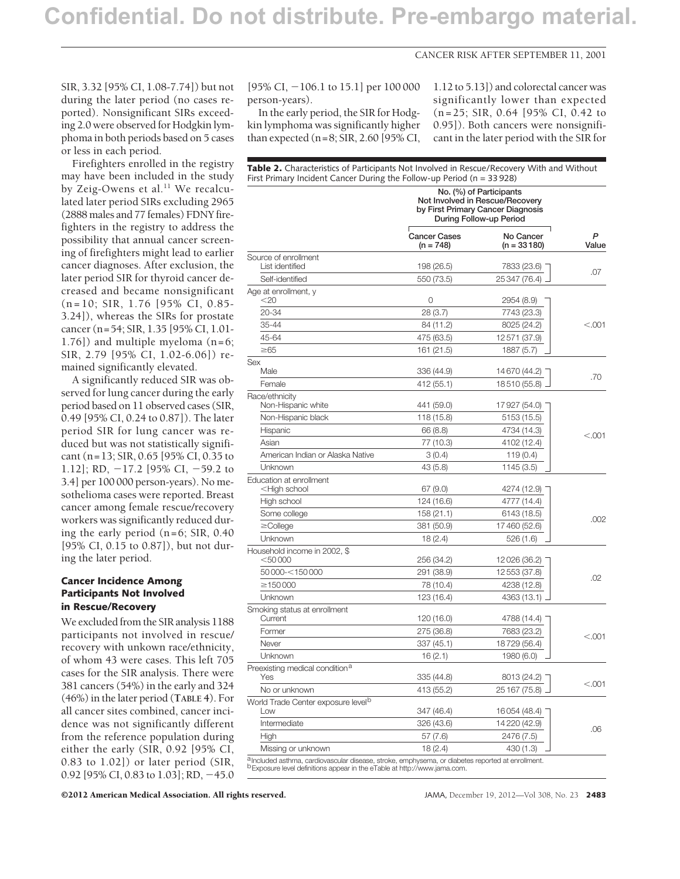SIR, 3.32 [95% CI, 1.08-7.74]) but not during the later period (no cases reported). Nonsignificant SIRs exceeding 2.0 were observed for Hodgkin lymphoma in both periods based on 5 cases or less in each period.

Firefighters enrolled in the registry may have been included in the study by Zeig-Owens et al.[11] We recalculated later period SIRs excluding 2965 (2888 males and 77 females) FDNY firefighters in the registry to address the possibility that annual cancer screening of firefighters might lead to earlier cancer diagnoses. After exclusion, the later period SIR for thyroid cancer decreased and became nonsignificant (n=10; SIR, 1.76 [95% CI, 0.85-3.24]), whereas the SIRs for prostate cancer (n=54; SIR, 1.35 [95% CI, 1.01-1.76]) and multiple myeloma (n=6; SIR, 2.79 [95% CI, 1.02-6.06]) remained significantly elevated.

A significantly reduced SIR was observed for lung cancer during the early period based on 11 observed cases (SIR, 0.49 [95% CI, 0.24 to 0.87]). The later period SIR for lung cancer was reduced but was not statistically significant (n=13; SIR, 0.65 [95% CI, 0.35 to 1.12]; RD, −17.2 [95% CI, −59.2 to 3.4] per 100 000 person-years). No mesothelioma cases were reported. Breast cancer among female rescue/recovery workers was significantly reduced during the early period (n=6; SIR, 0.40 [95% CI, 0.15 to 0.87]), but not during the later period.

### Cancer Incidence Among Participants Not Involved in Rescue/Recovery

We excluded from the SIR analysis 1188 participants not involved in rescue/recovery with unkown race/ethnicity, of whom 43 were cases. This left 705 cases for the SIR analysis. There were 381 cancers (54%) in the early and 324 (46%) in the later period (TABLE 4). For all cancer sites combined, cancer incidence was not significantly different from the reference population during either the early (SIR, 0.92 [95% CI, 0.83 to 1.02]) or later period (SIR, 0.92 [95% CI, 0.83 to 1.03]; RD, −45.0 [95% CI, −106.1 to 15.1] per 100 000 person-years).

In the early period, the SIR for Hodgkin lymphoma was significantly higher than expected (n=8; SIR, 2.60 [95% CI, 1.12 to 5.13]) and colorectal cancer was significantly lower than expected (n=25; SIR, 0.64 [95% CI, 0.42 to 0.95]). Both cancers were nonsignificant in the later period with the SIR for

**Table 2.** Characteristics of Participants Not Involved in Rescue/Recovery With and Without First Primary Incident Cancer During the Follow-up Period (n = 33 928)

| | No. (%) of Participants Not Involved in Rescue/Recovery by First Primary Cancer Diagnosis During Follow-up Period | | |
|---|---|---|---|
| | Cancer Cases (n = 748) | No Cancer (n = 33 180) | P Value |
| **Source of enrollment** | | | |
| List identified | 198 (26.5) | 7833 (23.6) | .07 |
| Self-identified | 550 (73.5) | 25 347 (76.4) | |
| **Age at enrollment, y** | | | |
| <20 | 0 | 2954 (8.9) | <.001 |
| 20-34 | 28 (3.7) | 7743 (23.3) | |
| 35-44 | 84 (11.2) | 8025 (24.2) | |
| 45-64 | 475 (63.5) | 12 571 (37.9) | |
| ≥65 | 161 (21.5) | 1887 (5.7) | |
| **Sex** | | | |
| Male | 336 (44.9) | 14 670 (44.2) | .70 |
| Female | 412 (55.1) | 18 510 (55.8) | |
| **Race/ethnicity** | | | |
| Non-Hispanic white | 441 (59.0) | 17 927 (54.0) | <.001 |
| Non-Hispanic black | 118 (15.8) | 5153 (15.5) | |
| Hispanic | 66 (8.8) | 4734 (14.3) | |
| Asian | 77 (10.3) | 4102 (12.4) | |
| American Indian or Alaska Native | 3 (0.4) | 119 (0.4) | |
| Unknown | 43 (5.8) | 1145 (3.5) | |
| **Education at enrollment** | | | |
| <High school | 67 (9.0) | 4274 (12.9) | .002 |
| High school | 124 (16.6) | 4777 (14.4) | |
| Some college | 158 (21.1) | 6143 (18.5) | |
| ≥College | 381 (50.9) | 17 460 (52.6) | |
| Unknown | 18 (2.4) | 526 (1.6) | |
| **Household income in 2002, $** | | | |
| <50 000 | 256 (34.2) | 12 026 (36.2) | .02 |
| 50 000-<150 000 | 291 (38.9) | 12 553 (37.8) | |
| ≥150 000 | 78 (10.4) | 4238 (12.8) | |
| Unknown | 123 (16.4) | 4363 (13.1) | |
| **Smoking status at enrollment** | | | |
| Current | 120 (16.0) | 4788 (14.4) | <.001 |
| Former | 275 (36.8) | 7683 (23.2) | |
| Never | 337 (45.1) | 18 729 (56.4) | |
| Unknown | 16 (2.1) | 1980 (6.0) | |
| **Preexisting medical condition[a]** | | | |
| Yes | 335 (44.8) | 8013 (24.2) | <.001 |
| No or unknown | 413 (55.2) | 25 167 (75.8) | |
| **World Trade Center exposure level[b]** | | | |
| Low | 347 (46.4) | 16 054 (48.4) | .06 |
| Intermediate | 326 (43.6) | 14 220 (42.9) | |
| High | 57 (7.6) | 2476 (7.5) | |
| Missing or unknown | 18 (2.4) | 430 (1.3) | |

[a] Included asthma, cardiovascular disease, stroke, emphysema, or diabetes reported at enrollment.
[b] Exposure level definitions appear in the eTable at http://www.jama.com.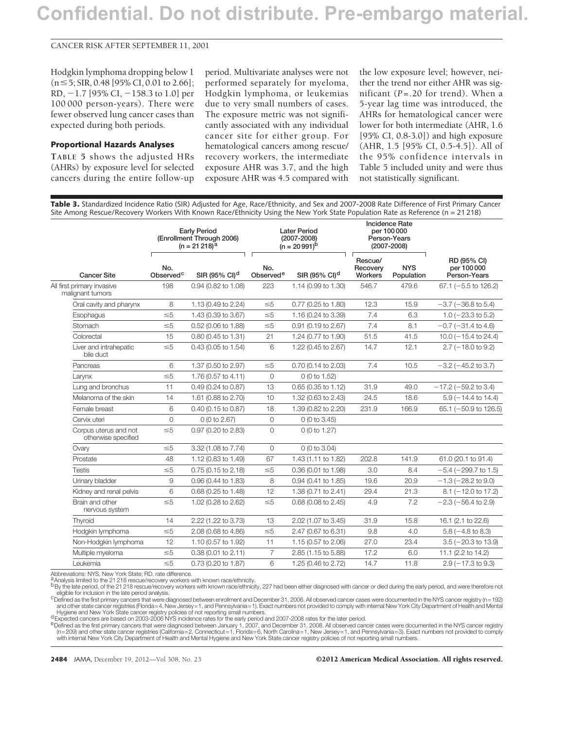Hodgkin lymphoma dropping below 1 (n ≤ 5; SIR, 0.48 [95% CI, 0.01 to 2.66]; RD, −1.7 [95% CI, −158.3 to 1.0] per 100 000 person-years). There were fewer observed lung cancer cases than expected during both periods.

### Proportional Hazards Analyses

TABLE 5 shows the adjusted HRs (AHRs) by exposure level for selected cancers during the entire follow-up period. Multivariate analyses were not performed separately for myeloma, Hodgkin lymphoma, or leukemias due to very small numbers of cases. The exposure metric was not significantly associated with any individual cancer site for either group. For hematological cancers among rescue/recovery workers, the intermediate exposure AHR was 3.7, and the high exposure AHR was 4.5 compared with the low exposure level; however, neither the trend nor either AHR was significant ($P = .20$ for trend). When a 5-year lag time was introduced, the AHRs for hematological cancer were lower for both intermediate (AHR, 1.6 [95% CI, 0.8-3.0]) and high exposure (AHR, 1.5 [95% CI, 0.5-4.5]). All of the 95% confidence intervals in Table 5 included unity and were thus not statistically significant.

**Table 3.** Standardized Incidence Ratio (SIR) Adjusted for Age, Race/Ethnicity, and Sex and 2007-2008 Rate Difference of First Primary Cancer Site Among Rescue/Recovery Workers With Known Race/Ethnicity Using the New York State Population Rate as Reference (n = 21 218)

| | Early Period (Enrollment Through 2006) (n = 21 218)[a] | | Later Period (2007-2008) (n = 20 991)[b] | | Incidence Rate per 100 000 Person-Years (2007-2008) | | |
|---|---|---|---|---|---|---|---|
| Cancer Site | No. Observed[c] | SIR (95% CI)[d] | No. Observed[e] | SIR (95% CI)[d] | Rescue/ Recovery Workers | NYS Population | RD (95% CI) per 100 000 Person-Years |
| All first primary invasive malignant tumors | 198 | 0.94 (0.82 to 1.08) | 223 | 1.14 (0.99 to 1.30) | 546.7 | 479.6 | 67.1 (−5.5 to 126.2) |
| Oral cavity and pharynx | 8 | 1.13 (0.49 to 2.24) | ≤5 | 0.77 (0.25 to 1.80) | 12.3 | 15.9 | −3.7 (−36.8 to 5.4) |
| Esophagus | ≤5 | 1.43 (0.39 to 3.67) | ≤5 | 1.16 (0.24 to 3.39) | 7.4 | 6.3 | 1.0 (−23.3 to 5.2) |
| Stomach | ≤5 | 0.52 (0.06 to 1.88) | ≤5 | 0.91 (0.19 to 2.67) | 7.4 | 8.1 | −0.7 (−31.4 to 4.6) |
| Colorectal | 15 | 0.80 (0.45 to 1.31) | 21 | 1.24 (0.77 to 1.90) | 51.5 | 41.5 | 10.0 (−15.4 to 24.4) |
| Liver and intrahepatic bile duct | ≤5 | 0.43 (0.05 to 1.54) | 6 | 1.22 (0.45 to 2.67) | 14.7 | 12.1 | 2.7 (−18.0 to 9.2) |
| Pancreas | 6 | 1.37 (0.50 to 2.97) | ≤5 | 0.70 (0.14 to 2.03) | 7.4 | 10.5 | −3.2 (−45.2 to 3.7) |
| Larynx | ≤5 | 1.76 (0.57 to 4.11) | 0 | 0 (0 to 1.52) | | | |
| Lung and bronchus | 11 | 0.49 (0.24 to 0.87) | 13 | 0.65 (0.35 to 1.12) | 31.9 | 49.0 | −17.2 (−59.2 to 3.4) |
| Melanoma of the skin | 14 | 1.61 (0.88 to 2.70) | 10 | 1.32 (0.63 to 2.43) | 24.5 | 18.6 | 5.9 (−14.4 to 14.4) |
| Female breast | 6 | 0.40 (0.15 to 0.87) | 18 | 1.39 (0.82 to 2.20) | 231.9 | 166.9 | 65.1 (−50.9 to 126.5) |
| Cervix uteri | 0 | 0 (0 to 2.67) | 0 | 0 (0 to 3.45) | | | |
| Corpus uterus and not otherwise specified | ≤5 | 0.97 (0.20 to 2.83) | 0 | 0 (0 to 1.27) | | | |
| Ovary | ≤5 | 3.32 (1.08 to 7.74) | 0 | 0 (0 to 3.04) | | | |
| Prostate | 48 | 1.12 (0.83 to 1.49) | 67 | 1.43 (1.11 to 1.82) | 202.8 | 141.9 | 61.0 (20.1 to 91.4) |
| Testis | ≤5 | 0.75 (0.15 to 2.18) | ≤5 | 0.36 (0.01 to 1.98) | 3.0 | 8.4 | −5.4 (−299.7 to 1.5) |
| Urinary bladder | 9 | 0.96 (0.44 to 1.83) | 8 | 0.94 (0.41 to 1.85) | 19.6 | 20.9 | −1.3 (−28.2 to 9.0) |
| Kidney and renal pelvis | 6 | 0.68 (0.25 to 1.48) | 12 | 1.38 (0.71 to 2.41) | 29.4 | 21.3 | 8.1 (−12.0 to 17.2) |
| Brain and other nervous system | ≤5 | 1.02 (0.28 to 2.62) | ≤5 | 0.68 (0.08 to 2.45) | 4.9 | 7.2 | −2.3 (−56.4 to 2.9) |
| Thyroid | 14 | 2.22 (1.22 to 3.73) | 13 | 2.02 (1.07 to 3.45) | 31.9 | 15.8 | 16.1 (2.1 to 22.6) |
| Hodgkin lymphoma | ≤5 | 2.08 (0.68 to 4.86) | ≤5 | 2.47 (0.67 to 6.31) | 9.8 | 4.0 | 5.8 (−4.8 to 8.3) |
| Non-Hodgkin lymphoma | 12 | 1.10 (0.57 to 1.92) | 11 | 1.15 (0.57 to 2.06) | 27.0 | 23.4 | 3.5 (−20.3 to 13.9) |
| Multiple myeloma | ≤5 | 0.38 (0.01 to 2.11) | 7 | 2.85 (1.15 to 5.88) | 17.2 | 6.0 | 11.1 (2.2 to 14.2) |
| Leukemia | ≤5 | 0.73 (0.20 to 1.87) | 6 | 1.25 (0.46 to 2.72) | 14.7 | 11.8 | 2.9 (−17.3 to 9.3) |

Abbreviations: NYS, New York State; RD, rate difference.
[a] Analysis limited to the 21 218 rescue/recovery workers with known race/ethnicity.
[b] By the late period, of the 21 218 rescue/recovery workers with known race/ethnicity, 227 had been either diagnosed with cancer or died during the early period, and were therefore not eligible for inclusion in the late period analysis.
[c] Defined as the first primary cancers that were diagnosed between enrollment and December 31, 2006. All observed cancer cases were documented in the NYS cancer registry (n=192) and other state cancer registries (Florida=4, New Jersey=1, and Pennsylvania=1). Exact numbers not provided to comply with internal New York City Department of Health and Mental Hygiene and New York State cancer registry policies of not reporting small numbers.
[d] Expected cancers are based on 2003-2006 NYS incidence rates for the early period and 2007-2008 rates for the later period.
[e] Defined as the first primary cancers that were diagnosed between January 1, 2007, and December 31, 2008. All observed cancer cases were documented in the NYS cancer registry (n=209) and other state cancer registries (California=2, Connecticut=1, Florida=6, North Carolina=1, New Jersey=1, and Pennsylvania=3). Exact numbers not provided to comply with internal New York City Department of Health and Mental Hygiene and New York State cancer registry policies of not reporting small numbers.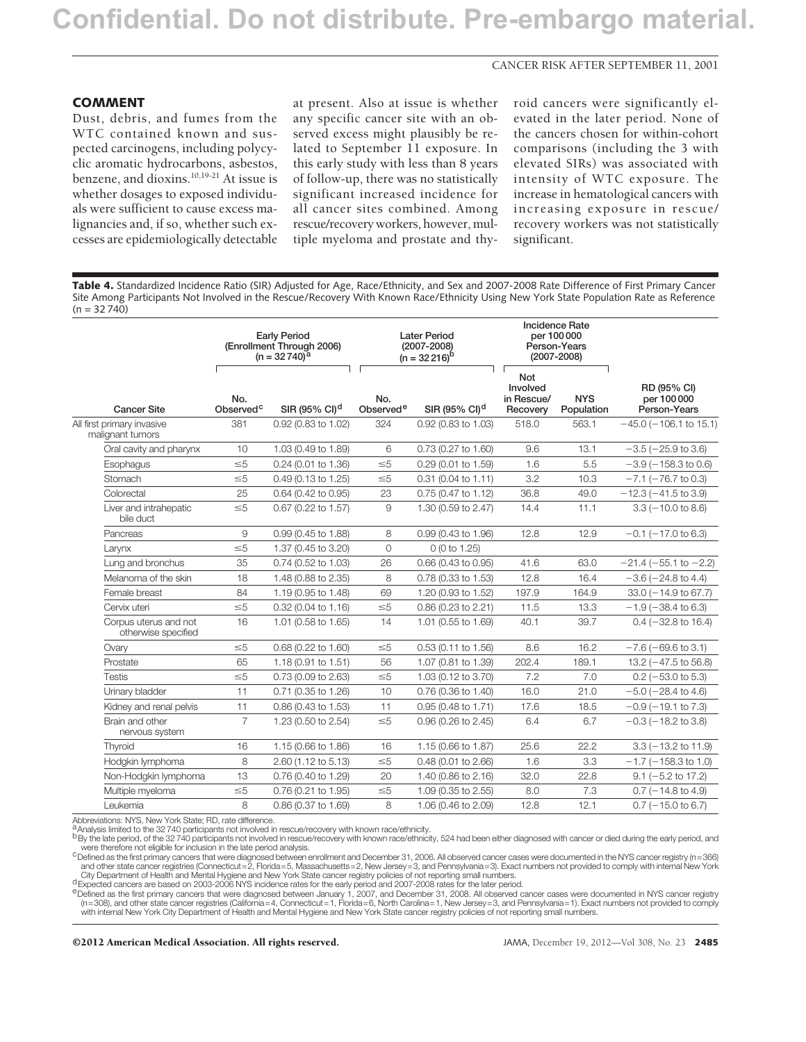## COMMENT

Dust, debris, and fumes from the WTC contained known and suspected carcinogens, including polycyclic aromatic hydrocarbons, asbestos, benzene, and dioxins.[10,19-21] At issue is whether dosages to exposed individuals were sufficient to cause excess malignancies and, if so, whether such excesses are epidemiologically detectable at present. Also at issue is whether any specific cancer site with an observed excess might plausibly be related to September 11 exposure. In this early study with less than 8 years of follow-up, there was no statistically significant increased incidence for all cancer sites combined. Among rescue/recovery workers, however, multiple myeloma and prostate and thyroid cancers were significantly elevated in the later period. None of the cancers chosen for within-cohort comparisons (including the 3 with elevated SIRs) was associated with intensity of WTC exposure. The increase in hematological cancers with increasing exposure in rescue/recovery workers was not statistically significant.

**Table 4.** Standardized Incidence Ratio (SIR) Adjusted for Age, Race/Ethnicity, and Sex and 2007-2008 Rate Difference of First Primary Cancer Site Among Participants Not Involved in the Rescue/Recovery With Known Race/Ethnicity Using New York State Population Rate as Reference (n = 32 740)

| | Early Period (Enrollment Through 2006) (n = 32 740)[a] | | Later Period (2007-2008) (n = 32 216)[b] | | Incidence Rate per 100 000 Person-Years (2007-2008) | | |
|---|---|---|---|---|---|---|---|
| Cancer Site | No. Observed[c] | SIR (95% CI)[d] | No. Observed[e] | SIR (95% CI)[d] | Not Involved in Rescue/ Recovery | NYS Population | RD (95% CI) per 100 000 Person-Years |
| All first primary invasive malignant tumors | 381 | 0.92 (0.83 to 1.02) | 324 | 0.92 (0.83 to 1.03) | 518.0 | 563.1 | −45.0 (−106.1 to 15.1) |
| Oral cavity and pharynx | 10 | 1.03 (0.49 to 1.89) | 6 | 0.73 (0.27 to 1.60) | 9.6 | 13.1 | −3.5 (−25.9 to 3.6) |
| Esophagus | ≤5 | 0.24 (0.01 to 1.36) | ≤5 | 0.29 (0.01 to 1.59) | 1.6 | 5.5 | −3.9 (−158.3 to 0.6) |
| Stomach | ≤5 | 0.49 (0.13 to 1.25) | ≤5 | 0.31 (0.04 to 1.11) | 3.2 | 10.3 | −7.1 (−76.7 to 0.3) |
| Colorectal | 25 | 0.64 (0.42 to 0.95) | 23 | 0.75 (0.47 to 1.12) | 36.8 | 49.0 | −12.3 (−41.5 to 3.9) |
| Liver and intrahepatic bile duct | ≤5 | 0.67 (0.22 to 1.57) | 9 | 1.30 (0.59 to 2.47) | 14.4 | 11.1 | 3.3 (−10.0 to 8.6) |
| Pancreas | 9 | 0.99 (0.45 to 1.88) | 8 | 0.99 (0.43 to 1.96) | 12.8 | 12.9 | −0.1 (−17.0 to 6.3) |
| Larynx | ≤5 | 1.37 (0.45 to 3.20) | 0 | 0 (0 to 1.25) | | | |
| Lung and bronchus | 35 | 0.74 (0.52 to 1.03) | 26 | 0.66 (0.43 to 0.95) | 41.6 | 63.0 | −21.4 (−55.1 to −2.2) |
| Melanoma of the skin | 18 | 1.48 (0.88 to 2.35) | 8 | 0.78 (0.33 to 1.53) | 12.8 | 16.4 | −3.6 (−24.8 to 4.4) |
| Female breast | 84 | 1.19 (0.95 to 1.48) | 69 | 1.20 (0.93 to 1.52) | 197.9 | 164.9 | 33.0 (−14.9 to 67.7) |
| Cervix uteri | ≤5 | 0.32 (0.04 to 1.16) | ≤5 | 0.86 (0.23 to 2.21) | 11.5 | 13.3 | −1.9 (−38.4 to 6.3) |
| Corpus uterus and not otherwise specified | 16 | 1.01 (0.58 to 1.65) | 14 | 1.01 (0.55 to 1.69) | 40.1 | 39.7 | 0.4 (−32.8 to 16.4) |
| Ovary | ≤5 | 0.68 (0.22 to 1.60) | ≤5 | 0.53 (0.11 to 1.56) | 8.6 | 16.2 | −7.6 (−69.6 to 3.1) |
| Prostate | 65 | 1.18 (0.91 to 1.51) | 56 | 1.07 (0.81 to 1.39) | 202.4 | 189.1 | 13.2 (−47.5 to 56.8) |
| Testis | ≤5 | 0.73 (0.09 to 2.63) | ≤5 | 1.03 (0.12 to 3.70) | 7.2 | 7.0 | 0.2 (−53.0 to 5.3) |
| Urinary bladder | 11 | 0.71 (0.35 to 1.26) | 10 | 0.76 (0.36 to 1.40) | 16.0 | 21.0 | −5.0 (−28.4 to 4.6) |
| Kidney and renal pelvis | 11 | 0.86 (0.43 to 1.53) | 11 | 0.95 (0.48 to 1.71) | 17.6 | 18.5 | −0.9 (−19.1 to 7.3) |
| Brain and other nervous system | 7 | 1.23 (0.50 to 2.54) | ≤5 | 0.96 (0.26 to 2.45) | 6.4 | 6.7 | −0.3 (−18.2 to 3.8) |
| Thyroid | 16 | 1.15 (0.66 to 1.86) | 16 | 1.15 (0.66 to 1.87) | 25.6 | 22.2 | 3.3 (−13.2 to 11.9) |
| Hodgkin lymphoma | 8 | 2.60 (1.12 to 5.13) | ≤5 | 0.48 (0.01 to 2.66) | 1.6 | 3.3 | −1.7 (−158.3 to 1.0) |
| Non-Hodgkin lymphoma | 13 | 0.76 (0.40 to 1.29) | 20 | 1.40 (0.86 to 2.16) | 32.0 | 22.8 | 9.1 (−5.2 to 17.2) |
| Multiple myeloma | ≤5 | 0.76 (0.21 to 1.95) | ≤5 | 1.09 (0.35 to 2.55) | 8.0 | 7.3 | 0.7 (−14.8 to 4.9) |
| Leukemia | 8 | 0.86 (0.37 to 1.69) | 8 | 1.06 (0.46 to 2.09) | 12.8 | 12.1 | 0.7 (−15.0 to 6.7) |

Abbreviations: NYS, New York State; RD, rate difference.

[a] Analysis limited to the 32 740 participants not involved in rescue/recovery with known race/ethnicity.

[b] By the late period, of the 32 740 participants not involved in rescue/recovery with known race/ethnicity, 524 had been either diagnosed with cancer or died during the early period, and were therefore not eligible for inclusion in the late period analysis.

[c] Defined as the first primary cancers that were diagnosed between enrollment and December 31, 2006. All observed cancer cases were documented in the NYS cancer registry (n=366) and other state cancer registries (Connecticut=2, Florida=5, Massachusetts=2, New Jersey=3, and Pennsylvania=3). Exact numbers not provided to comply with internal New York City Department of Health and Mental Hygiene and New York State cancer registry policies of not reporting small numbers.

[d] Expected cancers are based on 2003-2006 NYS incidence rates for the early period and 2007-2008 rates for the later period.

[e] Defined as the first primary cancers that were diagnosed between January 1, 2007, and December 31, 2008. All observed cancer cases were documented in NYS cancer registry (n=308), and other state cancer registries (California=4, Connecticut=1, Florida=6, North Carolina=1, New Jersey=3, and Pennsylvania=1). Exact numbers not provided to comply with internal New York City Department of Health and Mental Hygiene and New York State cancer registry policies of not reporting small numbers.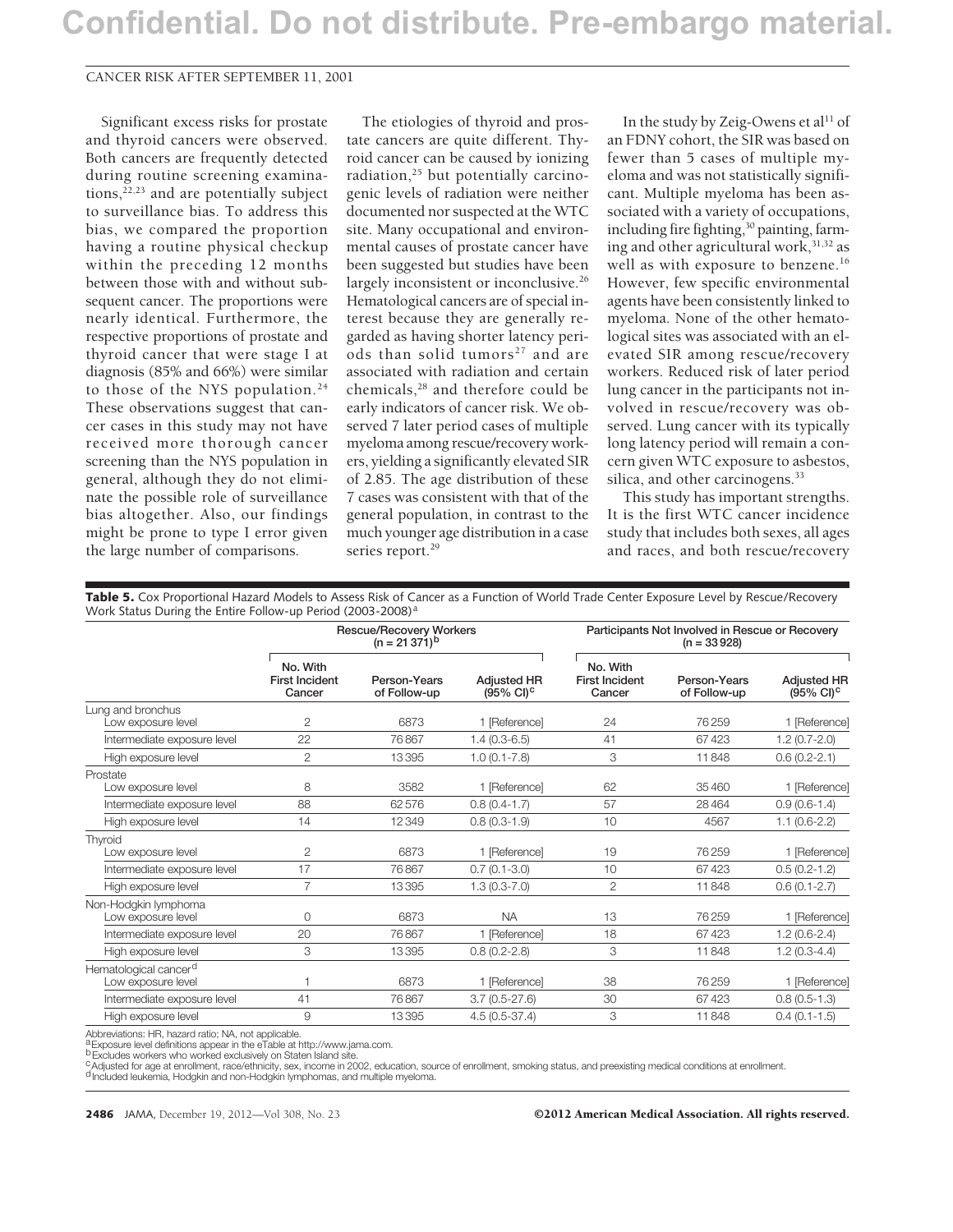Significant excess risks for prostate and thyroid cancers were observed. Both cancers are frequently detected during routine screening examinations,[22,23] and are potentially subject to surveillance bias. To address this bias, we compared the proportion having a routine physical checkup within the preceding 12 months between those with and without subsequent cancer. The proportions were nearly identical. Furthermore, the respective proportions of prostate and thyroid cancer that were stage I at diagnosis (85% and 66%) were similar to those of the NYS population.[24] These observations suggest that cancer cases in this study may not have received more thorough cancer screening than the NYS population in general, although they do not eliminate the possible role of surveillance bias altogether. Also, our findings might be prone to type I error given the large number of comparisons.

The etiologies of thyroid and prostate cancers are quite different. Thyroid cancer can be caused by ionizing radiation,[25] but potentially carcinogenic levels of radiation were neither documented nor suspected at the WTC site. Many occupational and environmental causes of prostate cancer have been suggested but studies have been largely inconsistent or inconclusive.[26] Hematological cancers are of special interest because they are generally regarded as having shorter latency periods than solid tumors[27] and are associated with radiation and certain chemicals,[28] and therefore could be early indicators of cancer risk. We observed 7 later period cases of multiple myeloma among rescue/recovery workers, yielding a significantly elevated SIR of 2.85. The age distribution of these 7 cases was consistent with that of the general population, in contrast to the much younger age distribution in a case series report.[29]

In the study by Zeig-Owens et al[11] of an FDNY cohort, the SIR was based on fewer than 5 cases of multiple myeloma and was not statistically significant. Multiple myeloma has been associated with a variety of occupations, including fire fighting,[30] painting, farming and other agricultural work,[31,32] as well as with exposure to benzene.[16] However, few specific environmental agents have been consistently linked to myeloma. None of the other hematological sites was associated with an elevated SIR among rescue/recovery workers. Reduced risk of later period lung cancer in the participants not involved in rescue/recovery was observed. Lung cancer with its typically long latency period will remain a concern given WTC exposure to asbestos, silica, and other carcinogens.[33]

This study has important strengths. It is the first WTC cancer incidence study that includes both sexes, all ages and races, and both rescue/recovery

**Table 5.** Cox Proportional Hazard Models to Assess Risk of Cancer as a Function of World Trade Center Exposure Level by Rescue/Recovery Work Status During the Entire Follow-up Period (2003-2008)[a]

| | Rescue/Recovery Workers (n = 21 371)[b] | | | Participants Not Involved in Rescue or Recovery (n = 33 928) | | |
|---|---|---|---|---|---|---|
| | No. With First Incident Cancer | Person-Years of Follow-up | Adjusted HR (95% CI)[c] | No. With First Incident Cancer | Person-Years of Follow-up | Adjusted HR (95% CI)[c] |
| **Lung and bronchus** | | | | | | |
| Low exposure level | 2 | 6873 | 1 [Reference] | 24 | 76 259 | 1 [Reference] |
| Intermediate exposure level | 22 | 76 867 | 1.4 (0.3-6.5) | 41 | 67 423 | 1.2 (0.7-2.0) |
| High exposure level | 2 | 13 395 | 1.0 (0.1-7.8) | 3 | 11 848 | 0.6 (0.2-2.1) |
| **Prostate** | | | | | | |
| Low exposure level | 8 | 3582 | 1 [Reference] | 62 | 35 460 | 1 [Reference] |
| Intermediate exposure level | 88 | 62 576 | 0.8 (0.4-1.7) | 57 | 28 464 | 0.9 (0.6-1.4) |
| High exposure level | 14 | 12 349 | 0.8 (0.3-1.9) | 10 | 4567 | 1.1 (0.6-2.2) |
| **Thyroid** | | | | | | |
| Low exposure level | 2 | 6873 | 1 [Reference] | 19 | 76 259 | 1 [Reference] |
| Intermediate exposure level | 17 | 76 867 | 0.7 (0.1-3.0) | 10 | 67 423 | 0.5 (0.2-1.2) |
| High exposure level | 7 | 13 395 | 1.3 (0.3-7.0) | 2 | 11 848 | 0.6 (0.1-2.7) |
| **Non-Hodgkin lymphoma** | | | | | | |
| Low exposure level | 0 | 6873 | NA | 13 | 76 259 | 1 [Reference] |
| Intermediate exposure level | 20 | 76 867 | 1 [Reference] | 18 | 67 423 | 1.2 (0.6-2.4) |
| High exposure level | 3 | 13 395 | 0.8 (0.2-2.8) | 3 | 11 848 | 1.2 (0.3-4.4) |
| **Hematological cancer**[d] | | | | | | |
| Low exposure level | 1 | 6873 | 1 [Reference] | 38 | 76 259 | 1 [Reference] |
| Intermediate exposure level | 41 | 76 867 | 3.7 (0.5-27.6) | 30 | 67 423 | 0.8 (0.5-1.3) |
| High exposure level | 9 | 13 395 | 4.5 (0.5-37.4) | 3 | 11 848 | 0.4 (0.1-1.5) |

Abbreviations: HR, hazard ratio; NA, not applicable.
[a] Exposure level definitions appear in the eTable at http://www.jama.com.
[b] Excludes workers who worked exclusively on Staten Island site.
[c] Adjusted for age at enrollment, race/ethnicity, sex, income in 2002, education, source of enrollment, smoking status, and preexisting medical conditions at enrollment.
[d] Included leukemia, Hodgkin and non-Hodgkin lymphomas, and multiple myeloma.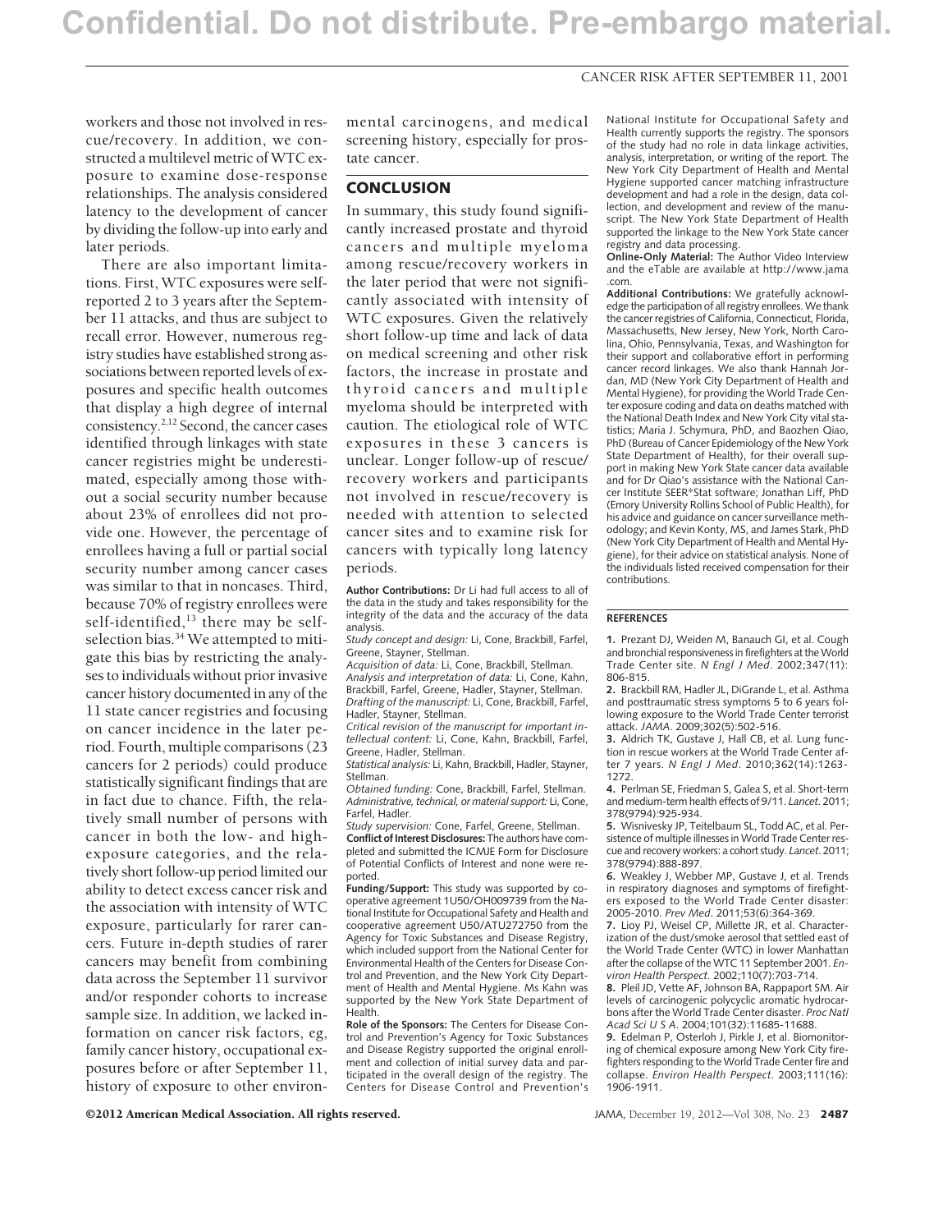workers and those not involved in rescue/recovery. In addition, we constructed a multilevel metric of WTC exposure to examine dose-response relationships. The analysis considered latency to the development of cancer by dividing the follow-up into early and later periods.

There are also important limitations. First, WTC exposures were self-reported 2 to 3 years after the September 11 attacks, and thus are subject to recall error. However, numerous registry studies have established strong associations between reported levels of exposures and specific health outcomes that display a high degree of internal consistency.[2,12] Second, the cancer cases identified through linkages with state cancer registries might be underestimated, especially among those without a social security number because about 23% of enrollees did not provide one. However, the percentage of enrollees having a full or partial social security number among cancer cases was similar to that in noncases. Third, because 70% of registry enrollees were self-identified,[13] there may be self-selection bias.[34] We attempted to mitigate this bias by restricting the analyses to individuals without prior invasive cancer history documented in any of the 11 state cancer registries and focusing on cancer incidence in the later period. Fourth, multiple comparisons (23 cancers for 2 periods) could produce statistically significant findings that are in fact due to chance. Fifth, the relatively small number of persons with cancer in both the low- and high-exposure categories, and the relatively short follow-up period limited our ability to detect excess cancer risk and the association with intensity of WTC exposure, particularly for rarer cancers. Future in-depth studies of rarer cancers may benefit from combining data across the September 11 survivor and/or responder cohorts to increase sample size. In addition, we lacked information on cancer risk factors, eg, family cancer history, occupational exposures before or after September 11, history of exposure to other environmental carcinogens, and medical screening history, especially for prostate cancer.

## CONCLUSION

In summary, this study found significantly increased prostate and thyroid cancers and multiple myeloma among rescue/recovery workers in the later period that were not significantly associated with intensity of WTC exposures. Given the relatively short follow-up time and lack of data on medical screening and other risk factors, the increase in prostate and thyroid cancers and multiple myeloma should be interpreted with caution. The etiological role of WTC exposures in these 3 cancers is unclear. Longer follow-up of rescue/recovery workers and participants not involved in rescue/recovery is needed with attention to selected cancer sites and to examine risk for cancers with typically long latency periods.

**Author Contributions:** Dr Li had full access to all of the data in the study and takes responsibility for the integrity of the data and the accuracy of the data analysis.
*Study concept and design:* Li, Cone, Brackbill, Farfel, Greene, Stayner, Stellman.
*Acquisition of data:* Li, Cone, Brackbill, Stellman.
*Analysis and interpretation of data:* Li, Cone, Kahn, Brackbill, Farfel, Greene, Hadler, Stayner, Stellman.
*Drafting of the manuscript:* Li, Cone, Brackbill, Farfel, Hadler, Stayner, Stellman.
*Critical revision of the manuscript for important intellectual content:* Li, Cone, Kahn, Brackbill, Farfel, Greene, Hadler, Stellman.
*Statistical analysis:* Li, Kahn, Brackbill, Hadler, Stayner, Stellman.
*Obtained funding:* Cone, Brackbill, Farfel, Stellman.
*Administrative, technical, or material support:* Li, Cone, Farfel, Hadler.
*Study supervision:* Cone, Farfel, Greene, Stellman.

**Conflict of Interest Disclosures:** The authors have completed and submitted the ICMJE Form for Disclosure of Potential Conflicts of Interest and none were reported.

**Funding/Support:** This study was supported by cooperative agreement 1U50/OH009739 from the National Institute for Occupational Safety and Health and cooperative agreement U50/ATU272750 from the Agency for Toxic Substances and Disease Registry, which included support from the National Center for Environmental Health of the Centers for Disease Control and Prevention, and the New York City Department of Health and Mental Hygiene. Ms Kahn was supported by the New York State Department of Health.

**Role of the Sponsors:** The Centers for Disease Control and Prevention's Agency for Toxic Substances and Disease Registry supported the original enrollment and collection of initial survey data and participated in the overall design of the registry. The Centers for Disease Control and Prevention's National Institute for Occupational Safety and Health currently supports the registry. The sponsors of the study had no role in data linkage activities, analysis, interpretation, or writing of the report. The New York City Department of Health and Mental Hygiene supported cancer matching infrastructure development and had a role in the design, data collection, and development and review of the manuscript. The New York State Department of Health supported the linkage to the New York State cancer registry and data processing.

**Online-Only Material:** The Author Video Interview and the eTable are available at http://www.jama.com.

**Additional Contributions:** We gratefully acknowledge the participation of all registry enrollees. We thank the cancer registries of California, Connecticut, Florida, Massachusetts, New Jersey, New York, North Carolina, Ohio, Pennsylvania, Texas, and Washington for their support and collaborative effort in performing cancer record linkages. We also thank Hannah Jordan, MD (New York City Department of Health and Mental Hygiene), for providing the World Trade Center exposure coding and data on deaths matched with the National Death Index and New York City vital statistics; Maria J. Schymura, PhD, and Baozhen Qiao, PhD (Bureau of Cancer Epidemiology of the New York State Department of Health), for their overall support in making New York State cancer data available and for Dr Qiao's assistance with the National Cancer Institute SEER*Stat software; Jonathan Liff, PhD (Emory University Rollins School of Public Health), for his advice and guidance on cancer surveillance methodology; and Kevin Konty, MS, and James Stark, PhD (New York City Department of Health and Mental Hygiene), for their advice on statistical analysis. None of the individuals listed received compensation for their contributions.

## REFERENCES

1. Prezant DJ, Weiden M, Banauch GI, et al. Cough and bronchial responsiveness in firefighters at the World Trade Center site. *N Engl J Med*. 2002;347(11):806-815.
2. Brackbill RM, Hadler JL, DiGrande L, et al. Asthma and posttraumatic stress symptoms 5 to 6 years following exposure to the World Trade Center terrorist attack. *JAMA*. 2009;302(5):502-516.
3. Aldrich TK, Gustave J, Hall CB, et al. Lung function in rescue workers at the World Trade Center after 7 years. *N Engl J Med*. 2010;362(14):1263-1272.
4. Perlman SE, Friedman S, Galea S, et al. Short-term and medium-term health effects of 9/11. *Lancet*. 2011;378(9794):925-934.
5. Wisnivesky JP, Teitelbaum SL, Todd AC, et al. Persistence of multiple illnesses in World Trade Center rescue and recovery workers: a cohort study. *Lancet*. 2011;378(9794):888-897.
6. Weakley J, Webber MP, Gustave J, et al. Trends in respiratory diagnoses and symptoms of firefighters exposed to the World Trade Center disaster: 2005-2010. *Prev Med*. 2011;53(6):364-369.
7. Lioy PJ, Weisel CP, Millette JR, et al. Characterization of the dust/smoke aerosol that settled east of the World Trade Center (WTC) in lower Manhattan after the collapse of the WTC 11 September 2001. *Environ Health Perspect*. 2002;110(7):703-714.
8. Pleil JD, Vette AF, Johnson BA, Rappaport SM. Air levels of carcinogenic polycyclic aromatic hydrocarbons after the World Trade Center disaster. *Proc Natl Acad Sci U S A*. 2004;101(32):11685-11688.
9. Edelman P, Osterloh J, Pirkle J, et al. Biomonitoring of chemical exposure among New York City firefighters responding to the World Trade Center fire and collapse. *Environ Health Perspect*. 2003;111(16):1906-1911.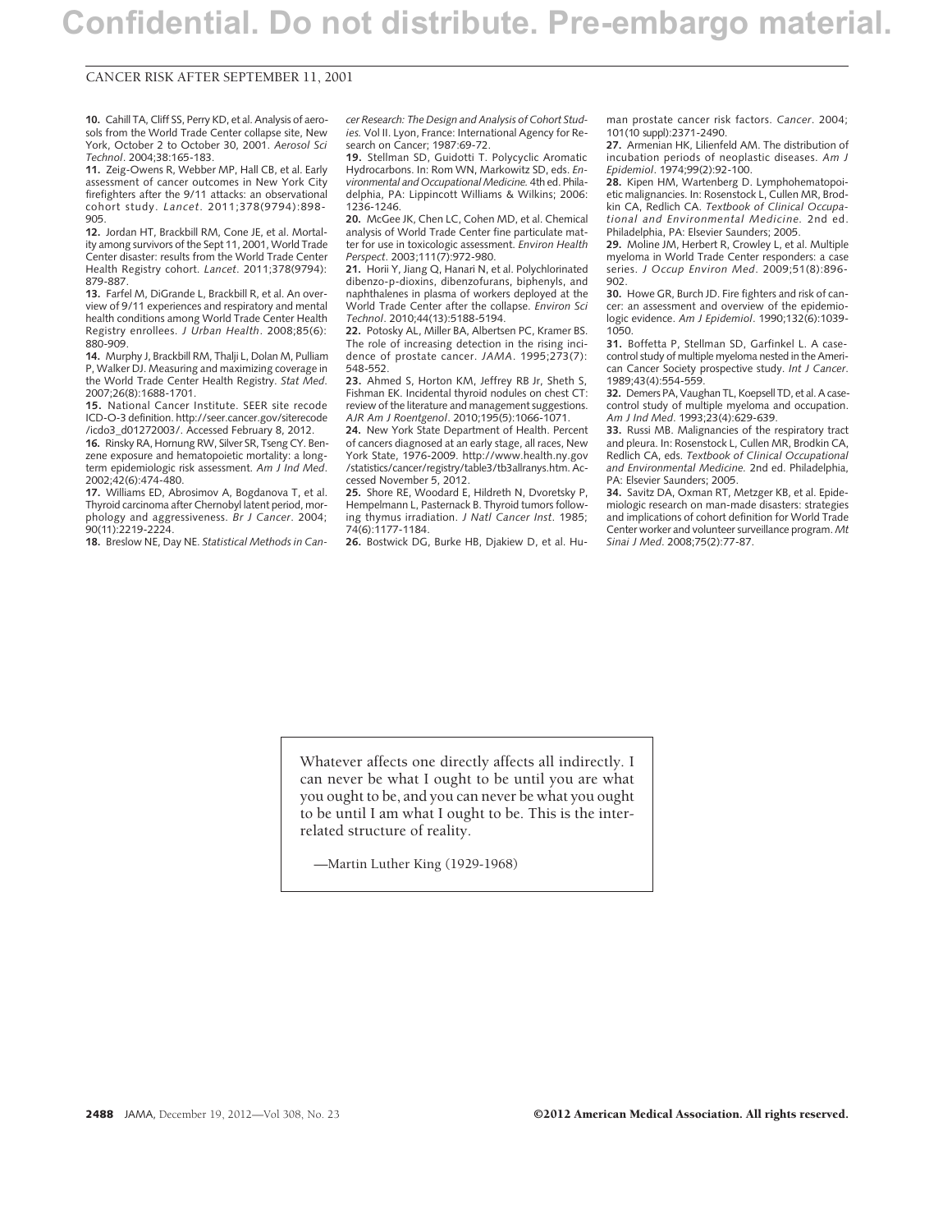10. Cahill TA, Cliff SS, Perry KD, et al. Analysis of aerosols from the World Trade Center collapse site, New York, October 2 to October 30, 2001. *Aerosol Sci Technol*. 2004;38:165-183.

11. Zeig-Owens R, Webber MP, Hall CB, et al. Early assessment of cancer outcomes in New York City firefighters after the 9/11 attacks: an observational cohort study. *Lancet*. 2011;378(9794):898-905.

12. Jordan HT, Brackbill RM, Cone JE, et al. Mortality among survivors of the Sept 11, 2001, World Trade Center disaster: results from the World Trade Center Health Registry cohort. *Lancet*. 2011;378(9794):879-887.

13. Farfel M, DiGrande L, Brackbill R, et al. An overview of 9/11 experiences and respiratory and mental health conditions among World Trade Center Health Registry enrollees. *J Urban Health*. 2008;85(6):880-909.

14. Murphy J, Brackbill RM, Thalji L, Dolan M, Pulliam P, Walker DJ. Measuring and maximizing coverage in the World Trade Center Health Registry. *Stat Med*. 2007;26(8):1688-1701.

15. National Cancer Institute. SEER site recode ICD-O-3 definition. http://seer.cancer.gov/siterecode/icdo3_d01272003/. Accessed February 8, 2012.

16. Rinsky RA, Hornung RW, Silver SR, Tseng CY. Benzene exposure and hematopoietic mortality: a long-term epidemiologic risk assessment. *Am J Ind Med*. 2002;42(6):474-480.

17. Williams ED, Abrosimov A, Bogdanova T, et al. Thyroid carcinoma after Chernobyl latent period, morphology and aggressiveness. *Br J Cancer*. 2004;90(11):2219-2224.

18. Breslow NE, Day NE. *Statistical Methods in Cancer Research: The Design and Analysis of Cohort Studies.* Vol II. Lyon, France: International Agency for Research on Cancer; 1987:69-72.

19. Stellman SD, Guidotti T. Polycyclic Aromatic Hydrocarbons. In: Rom WN, Markowitz SD, eds. *Environmental and Occupational Medicine.* 4th ed. Philadelphia, PA: Lippincott Williams & Wilkins; 2006:1236-1246.

20. McGee JK, Chen LC, Cohen MD, et al. Chemical analysis of World Trade Center fine particulate matter for use in toxicologic assessment. *Environ Health Perspect*. 2003;111(7):972-980.

21. Horii Y, Jiang Q, Hanari N, et al. Polychlorinated dibenzo-p-dioxins, dibenzofurans, biphenyls, and naphthalenes in plasma of workers deployed at the World Trade Center after the collapse. *Environ Sci Technol*. 2010;44(13):5188-5194.

22. Potosky AL, Miller BA, Albertsen PC, Kramer BS. The role of increasing detection in the rising incidence of prostate cancer. *JAMA*. 1995;273(7):548-552.

23. Ahmed S, Horton KM, Jeffrey RB Jr, Sheth S, Fishman EK. Incidental thyroid nodules on chest CT: review of the literature and management suggestions. *AJR Am J Roentgenol*. 2010;195(5):1066-1071.

24. New York State Department of Health. Percent of cancers diagnosed at an early stage, all races, New York State, 1976-2009. http://www.health.ny.gov/statistics/cancer/registry/table3/tb3allranys.htm. Accessed November 5, 2012.

25. Shore RE, Woodard E, Hildreth N, Dvoretsky P, Hempelmann L, Pasternack B. Thyroid tumors following thymus irradiation. *J Natl Cancer Inst*. 1985;74(6):1177-1184.

26. Bostwick DG, Burke HB, Djakiew D, et al. Human prostate cancer risk factors. *Cancer*. 2004;101(10 suppl):2371-2490.

27. Armenian HK, Lilienfeld AM. The distribution of incubation periods of neoplastic diseases. *Am J Epidemiol*. 1974;99(2):92-100.

28. Kipen HM, Wartenberg D. Lymphohematopoietic malignancies. In: Rosenstock L, Cullen MR, Brodkin CA, Redlich CA. *Textbook of Clinical Occupational and Environmental Medicine.* 2nd ed. Philadelphia, PA: Elsevier Saunders; 2005.

29. Moline JM, Herbert R, Crowley L, et al. Multiple myeloma in World Trade Center responders: a case series. *J Occup Environ Med*. 2009;51(8):896-902.

30. Howe GR, Burch JD. Fire fighters and risk of cancer: an assessment and overview of the epidemiologic evidence. *Am J Epidemiol*. 1990;132(6):1039-1050.

31. Boffetta P, Stellman SD, Garfinkel L. A case-control study of multiple myeloma nested in the American Cancer Society prospective study. *Int J Cancer*. 1989;43(4):554-559.

32. Demers PA, Vaughan TL, Koepsell TD, et al. A case-control study of multiple myeloma and occupation. *Am J Ind Med*. 1993;23(4):629-639.

33. Russi MB. Malignancies of the respiratory tract and pleura. In: Rosenstock L, Cullen MR, Brodkin CA, Redlich CA, eds. *Textbook of Clinical Occupational and Environmental Medicine.* 2nd ed. Philadelphia, PA: Elsevier Saunders; 2005.

34. Savitz DA, Oxman RT, Metzger KB, et al. Epidemiologic research on man-made disasters: strategies and implications of cohort definition for World Trade Center worker and volunteer surveillance program. *Mt Sinai J Med*. 2008;75(2):77-87.

Whatever affects one directly affects all indirectly. I can never be what I ought to be until you are what you ought to be, and you can never be what you ought to be until I am what I ought to be. This is the interrelated structure of reality.

—Martin Luther King (1929-1968)